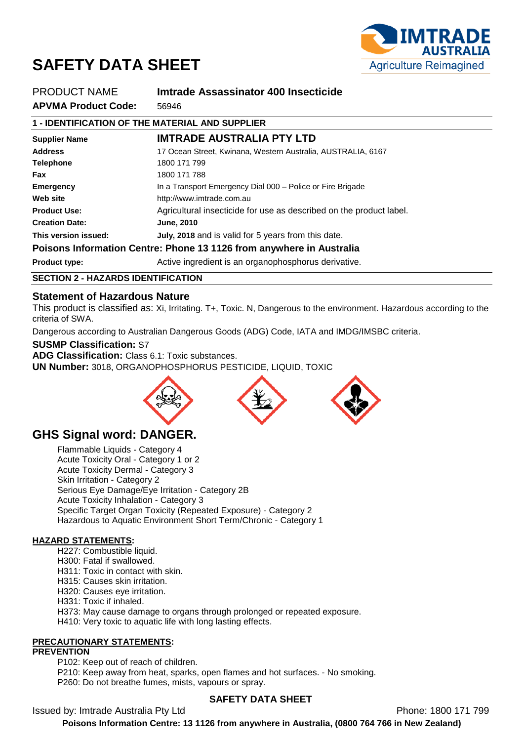# SAFETY DATA SHEET

PRODUCT NAME **Imtrade Assassinator 400 Insecticide**

**APVMA Product Code:** 56946

## 1 - IDENTIFICATION OF THE MATERIAL AND SUPPLIER

| | |
|---|---|
| **Supplier Name** | **IMTRADE AUSTRALIA PTY LTD** |
| **Address** | 17 Ocean Street, Kwinana, Western Australia, AUSTRALIA, 6167 |
| **Telephone** | 1800 171 799 |
| **Fax** | 1800 171 788 |
| **Emergency** | In a Transport Emergency Dial 000 – Police or Fire Brigade |
| **Web site** | http://www.imtrade.com.au |
| **Product Use:** | Agricultural insecticide for use as described on the product label. |
| **Creation Date:** | **June, 2010** |
| **This version issued:** | **July, 2018** and is valid for 5 years from this date. |

**Poisons Information Centre: Phone 13 1126 from anywhere in Australia**

| | |
|---|---|
| **Product type:** | Active ingredient is an organophosphorus derivative. |

## SECTION 2 - HAZARDS IDENTIFICATION

### Statement of Hazardous Nature

This product is classified as: Xi, Irritating. T+, Toxic. N, Dangerous to the environment. Hazardous according to the criteria of SWA.

Dangerous according to Australian Dangerous Goods (ADG) Code, IATA and IMDG/IMSBC criteria.

**SUSMP Classification:** S7

**ADG Classification:** Class 6.1: Toxic substances.

**UN Number:** 3018, ORGANOPHOSPHORUS PESTICIDE, LIQUID, TOXIC

## GHS Signal word: DANGER.

- Flammable Liquids - Category 4
- Acute Toxicity Oral - Category 1 or 2
- Acute Toxicity Dermal - Category 3
- Skin Irritation - Category 2
- Serious Eye Damage/Eye Irritation - Category 2B
- Acute Toxicity Inhalation - Category 3
- Specific Target Organ Toxicity (Repeated Exposure) - Category 2
- Hazardous to Aquatic Environment Short Term/Chronic - Category 1

**HAZARD STATEMENTS:**

- H227: Combustible liquid.
- H300: Fatal if swallowed.
- H311: Toxic in contact with skin.
- H315: Causes skin irritation.
- H320: Causes eye irritation.
- H331: Toxic if inhaled.
- H373: May cause damage to organs through prolonged or repeated exposure.
- H410: Very toxic to aquatic life with long lasting effects.

**PRECAUTIONARY STATEMENTS:**

**PREVENTION**

- P102: Keep out of reach of children.
- P210: Keep away from heat, sparks, open flames and hot surfaces. - No smoking.
- P260: Do not breathe fumes, mists, vapours or spray.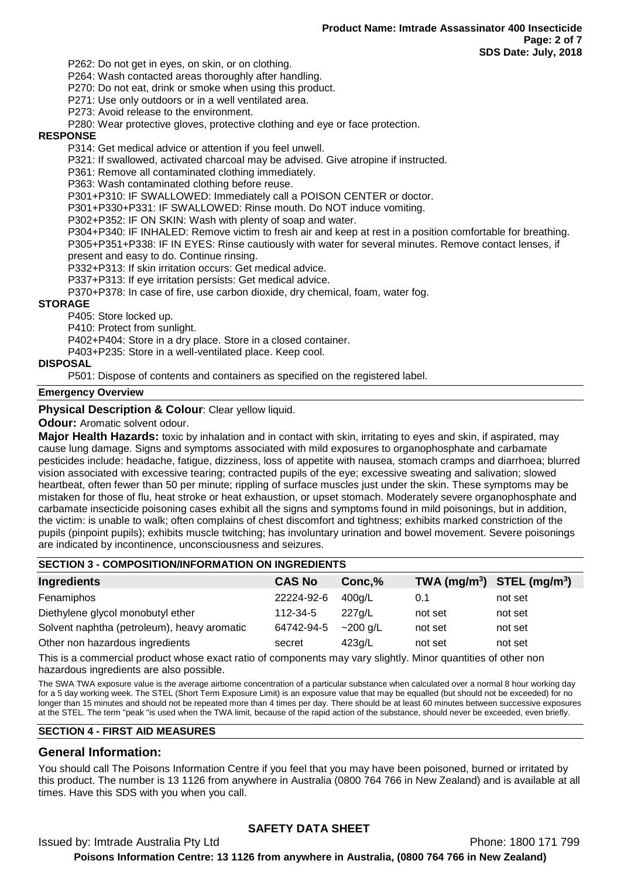P262: Do not get in eyes, on skin, or on clothing.
P264: Wash contacted areas thoroughly after handling.
P270: Do not eat, drink or smoke when using this product.
P271: Use only outdoors or in a well ventilated area.
P273: Avoid release to the environment.
P280: Wear protective gloves, protective clothing and eye or face protection.

**RESPONSE**

P314: Get medical advice or attention if you feel unwell.
P321: If swallowed, activated charcoal may be advised. Give atropine if instructed.
P361: Remove all contaminated clothing immediately.
P363: Wash contaminated clothing before reuse.
P301+P310: IF SWALLOWED: Immediately call a POISON CENTER or doctor.
P301+P330+P331: IF SWALLOWED: Rinse mouth. Do NOT induce vomiting.
P302+P352: IF ON SKIN: Wash with plenty of soap and water.
P304+P340: IF INHALED: Remove victim to fresh air and keep at rest in a position comfortable for breathing.
P305+P351+P338: IF IN EYES: Rinse cautiously with water for several minutes. Remove contact lenses, if present and easy to do. Continue rinsing.
P332+P313: If skin irritation occurs: Get medical advice.
P337+P313: If eye irritation persists: Get medical advice.
P370+P378: In case of fire, use carbon dioxide, dry chemical, foam, water fog.

**STORAGE**

P405: Store locked up.
P410: Protect from sunlight.
P402+P404: Store in a dry place. Store in a closed container.
P403+P235: Store in a well-ventilated place. Keep cool.

**DISPOSAL**

P501: Dispose of contents and containers as specified on the registered label.

**Emergency Overview**

**Physical Description & Colour**: Clear yellow liquid.

**Odour:** Aromatic solvent odour.

**Major Health Hazards:** toxic by inhalation and in contact with skin, irritating to eyes and skin, if aspirated, may cause lung damage. Signs and symptoms associated with mild exposures to organophosphate and carbamate pesticides include: headache, fatigue, dizziness, loss of appetite with nausea, stomach cramps and diarrhoea; blurred vision associated with excessive tearing; contracted pupils of the eye; excessive sweating and salivation; slowed heartbeat, often fewer than 50 per minute; rippling of surface muscles just under the skin. These symptoms may be mistaken for those of flu, heat stroke or heat exhaustion, or upset stomach. Moderately severe organophosphate and carbamate insecticide poisoning cases exhibit all the signs and symptoms found in mild poisonings, but in addition, the victim: is unable to walk; often complains of chest discomfort and tightness; exhibits marked constriction of the pupils (pinpoint pupils); exhibits muscle twitching; has involuntary urination and bowel movement. Severe poisonings are indicated by incontinence, unconsciousness and seizures.

## SECTION 3 - COMPOSITION/INFORMATION ON INGREDIENTS

| Ingredients | CAS No | Conc,% | TWA ($mg/m^3$) | STEL ($mg/m^3$) |
|---|---|---|---|---|
| Fenamiphos | 22224-92-6 | 400g/L | 0.1 | not set |
| Diethylene glycol monobutyl ether | 112-34-5 | 227g/L | not set | not set |
| Solvent naphtha (petroleum), heavy aromatic | 64742-94-5 | ~200 g/L | not set | not set |
| Other non hazardous ingredients | secret | 423g/L | not set | not set |

This is a commercial product whose exact ratio of components may vary slightly. Minor quantities of other non hazardous ingredients are also possible.

The SWA TWA exposure value is the average airborne concentration of a particular substance when calculated over a normal 8 hour working day for a 5 day working week. The STEL (Short Term Exposure Limit) is an exposure value that may be equalled (but should not be exceeded) for no longer than 15 minutes and should not be repeated more than 4 times per day. There should be at least 60 minutes between successive exposures at the STEL. The term "peak "is used when the TWA limit, because of the rapid action of the substance, should never be exceeded, even briefly.

## SECTION 4 - FIRST AID MEASURES

### General Information:

You should call The Poisons Information Centre if you feel that you may have been poisoned, burned or irritated by this product. The number is 13 1126 from anywhere in Australia (0800 764 766 in New Zealand) and is available at all times. Have this SDS with you when you call.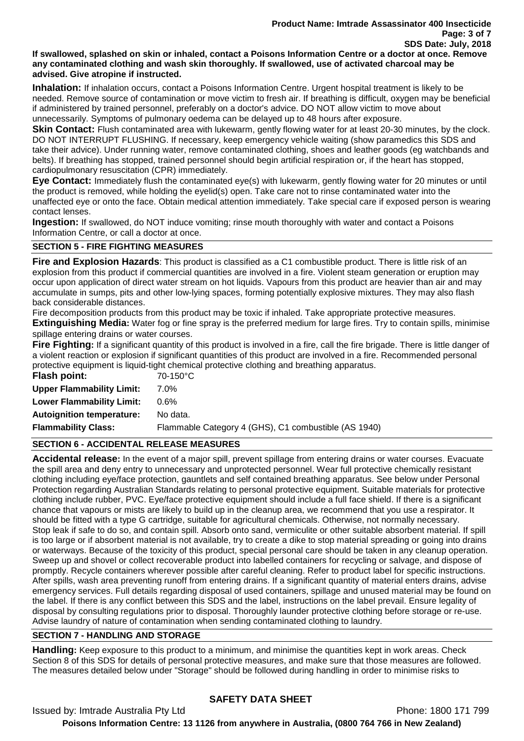**If swallowed, splashed on skin or inhaled, contact a Poisons Information Centre or a doctor at once. Remove any contaminated clothing and wash skin thoroughly. If swallowed, use of activated charcoal may be advised. Give atropine if instructed.**

**Inhalation:** If inhalation occurs, contact a Poisons Information Centre. Urgent hospital treatment is likely to be needed. Remove source of contamination or move victim to fresh air. If breathing is difficult, oxygen may be beneficial if administered by trained personnel, preferably on a doctor's advice. DO NOT allow victim to move about unnecessarily. Symptoms of pulmonary oedema can be delayed up to 48 hours after exposure.

**Skin Contact:** Flush contaminated area with lukewarm, gently flowing water for at least 20-30 minutes, by the clock. DO NOT INTERRUPT FLUSHING. If necessary, keep emergency vehicle waiting (show paramedics this SDS and take their advice). Under running water, remove contaminated clothing, shoes and leather goods (eg watchbands and belts). If breathing has stopped, trained personnel should begin artificial respiration or, if the heart has stopped, cardiopulmonary resuscitation (CPR) immediately.

**Eye Contact:** Immediately flush the contaminated eye(s) with lukewarm, gently flowing water for 20 minutes or until the product is removed, while holding the eyelid(s) open. Take care not to rinse contaminated water into the unaffected eye or onto the face. Obtain medical attention immediately. Take special care if exposed person is wearing contact lenses.

**Ingestion:** If swallowed, do NOT induce vomiting; rinse mouth thoroughly with water and contact a Poisons Information Centre, or call a doctor at once.

## SECTION 5 - FIRE FIGHTING MEASURES

**Fire and Explosion Hazards**: This product is classified as a C1 combustible product. There is little risk of an explosion from this product if commercial quantities are involved in a fire. Violent steam generation or eruption may occur upon application of direct water stream on hot liquids. Vapours from this product are heavier than air and may accumulate in sumps, pits and other low-lying spaces, forming potentially explosive mixtures. They may also flash back considerable distances.

Fire decomposition products from this product may be toxic if inhaled. Take appropriate protective measures.

**Extinguishing Media:** Water fog or fine spray is the preferred medium for large fires. Try to contain spills, minimise spillage entering drains or water courses.

**Fire Fighting:** If a significant quantity of this product is involved in a fire, call the fire brigade. There is little danger of a violent reaction or explosion if significant quantities of this product are involved in a fire. Recommended personal protective equipment is liquid-tight chemical protective clothing and breathing apparatus.

| | |
|---|---|
| **Flash point:** | 70-150°C |
| **Upper Flammability Limit:** | 7.0% |
| **Lower Flammability Limit:** | 0.6% |
| **Autoignition temperature:** | No data. |
| **Flammability Class:** | Flammable Category 4 (GHS), C1 combustible (AS 1940) |

## SECTION 6 - ACCIDENTAL RELEASE MEASURES

**Accidental release:** In the event of a major spill, prevent spillage from entering drains or water courses. Evacuate the spill area and deny entry to unnecessary and unprotected personnel. Wear full protective chemically resistant clothing including eye/face protection, gauntlets and self contained breathing apparatus. See below under Personal Protection regarding Australian Standards relating to personal protective equipment. Suitable materials for protective clothing include rubber, PVC. Eye/face protective equipment should include a full face shield. If there is a significant chance that vapours or mists are likely to build up in the cleanup area, we recommend that you use a respirator. It should be fitted with a type G cartridge, suitable for agricultural chemicals. Otherwise, not normally necessary.

Stop leak if safe to do so, and contain spill. Absorb onto sand, vermiculite or other suitable absorbent material. If spill is too large or if absorbent material is not available, try to create a dike to stop material spreading or going into drains or waterways. Because of the toxicity of this product, special personal care should be taken in any cleanup operation. Sweep up and shovel or collect recoverable product into labelled containers for recycling or salvage, and dispose of promptly. Recycle containers wherever possible after careful cleaning. Refer to product label for specific instructions. After spills, wash area preventing runoff from entering drains. If a significant quantity of material enters drains, advise emergency services. Full details regarding disposal of used containers, spillage and unused material may be found on the label. If there is any conflict between this SDS and the label, instructions on the label prevail. Ensure legality of disposal by consulting regulations prior to disposal. Thoroughly launder protective clothing before storage or re-use. Advise laundry of nature of contamination when sending contaminated clothing to laundry.

## SECTION 7 - HANDLING AND STORAGE

**Handling:** Keep exposure to this product to a minimum, and minimise the quantities kept in work areas. Check Section 8 of this SDS for details of personal protective measures, and make sure that those measures are followed. The measures detailed below under "Storage" should be followed during handling in order to minimise risks to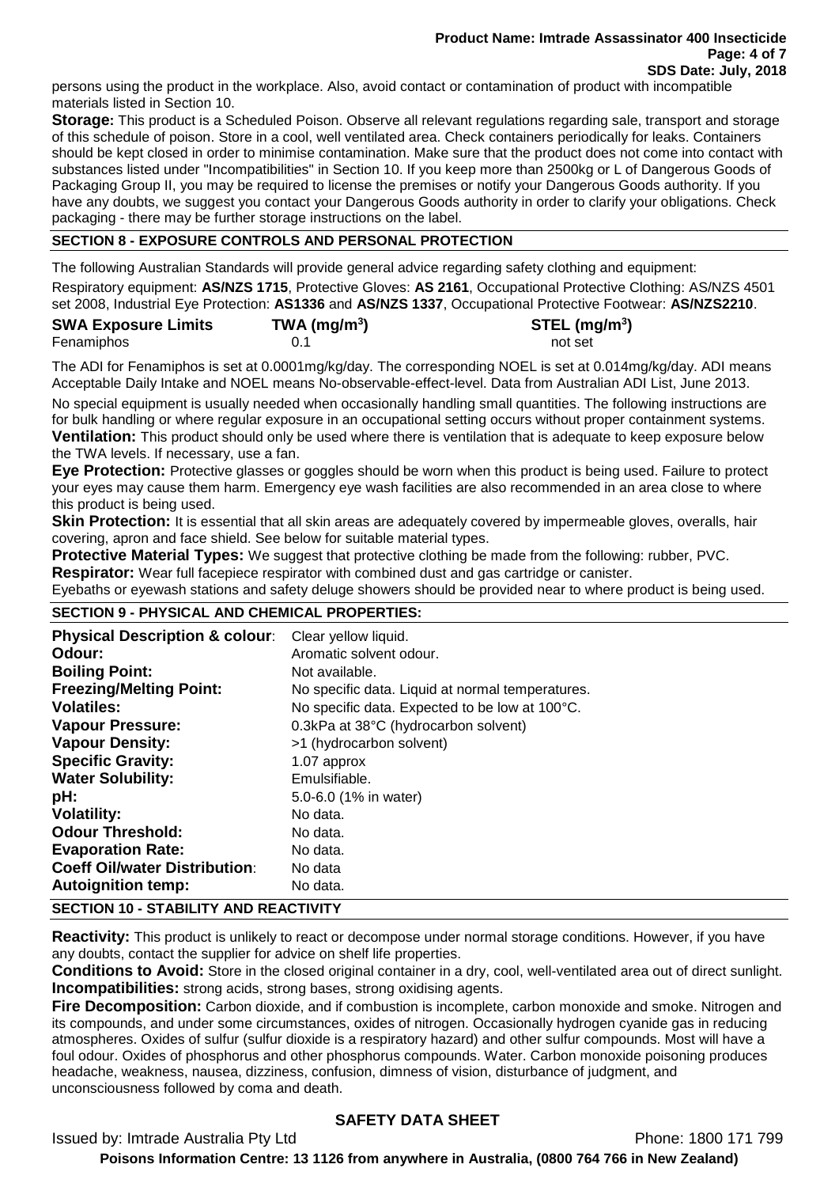persons using the product in the workplace. Also, avoid contact or contamination of product with incompatible materials listed in Section 10.

**Storage:** This product is a Scheduled Poison. Observe all relevant regulations regarding sale, transport and storage of this schedule of poison. Store in a cool, well ventilated area. Check containers periodically for leaks. Containers should be kept closed in order to minimise contamination. Make sure that the product does not come into contact with substances listed under "Incompatibilities" in Section 10. If you keep more than 2500kg or L of Dangerous Goods of Packaging Group II, you may be required to license the premises or notify your Dangerous Goods authority. If you have any doubts, we suggest you contact your Dangerous Goods authority in order to clarify your obligations. Check packaging - there may be further storage instructions on the label.

## SECTION 8 - EXPOSURE CONTROLS AND PERSONAL PROTECTION

The following Australian Standards will provide general advice regarding safety clothing and equipment:

Respiratory equipment: **AS/NZS 1715**, Protective Gloves: **AS 2161**, Occupational Protective Clothing: AS/NZS 4501 set 2008, Industrial Eye Protection: **AS1336** and **AS/NZS 1337**, Occupational Protective Footwear: **AS/NZS2210**.

| SWA Exposure Limits | TWA ($mg/m^3$) | STEL ($mg/m^3$) |
|---|---|---|
| Fenamiphos | 0.1 | not set |

The ADI for Fenamiphos is set at 0.0001mg/kg/day. The corresponding NOEL is set at 0.014mg/kg/day. ADI means Acceptable Daily Intake and NOEL means No-observable-effect-level. Data from Australian ADI List, June 2013.

No special equipment is usually needed when occasionally handling small quantities. The following instructions are for bulk handling or where regular exposure in an occupational setting occurs without proper containment systems.

**Ventilation:** This product should only be used where there is ventilation that is adequate to keep exposure below the TWA levels. If necessary, use a fan.

**Eye Protection:** Protective glasses or goggles should be worn when this product is being used. Failure to protect your eyes may cause them harm. Emergency eye wash facilities are also recommended in an area close to where this product is being used.

**Skin Protection:** It is essential that all skin areas are adequately covered by impermeable gloves, overalls, hair covering, apron and face shield. See below for suitable material types.

**Protective Material Types:** We suggest that protective clothing be made from the following: rubber, PVC.

**Respirator:** Wear full facepiece respirator with combined dust and gas cartridge or canister.

Eyebaths or eyewash stations and safety deluge showers should be provided near to where product is being used.

## SECTION 9 - PHYSICAL AND CHEMICAL PROPERTIES:

| Property | Value |
|---|---|
| **Physical Description & colour**: | Clear yellow liquid. |
| **Odour:** | Aromatic solvent odour. |
| **Boiling Point:** | Not available. |
| **Freezing/Melting Point:** | No specific data. Liquid at normal temperatures. |
| **Volatiles:** | No specific data. Expected to be low at 100°C. |
| **Vapour Pressure:** | 0.3kPa at 38°C (hydrocarbon solvent) |
| **Vapour Density:** | >1 (hydrocarbon solvent) |
| **Specific Gravity:** | 1.07 approx |
| **Water Solubility:** | Emulsifiable. |
| **pH:** | 5.0-6.0 (1% in water) |
| **Volatility:** | No data. |
| **Odour Threshold:** | No data. |
| **Evaporation Rate:** | No data. |
| **Coeff Oil/water Distribution**: | No data |
| **Autoignition temp:** | No data. |

## SECTION 10 - STABILITY AND REACTIVITY

**Reactivity:** This product is unlikely to react or decompose under normal storage conditions. However, if you have any doubts, contact the supplier for advice on shelf life properties.

**Conditions to Avoid:** Store in the closed original container in a dry, cool, well-ventilated area out of direct sunlight.

**Incompatibilities:** strong acids, strong bases, strong oxidising agents.

**Fire Decomposition:** Carbon dioxide, and if combustion is incomplete, carbon monoxide and smoke. Nitrogen and its compounds, and under some circumstances, oxides of nitrogen. Occasionally hydrogen cyanide gas in reducing atmospheres. Oxides of sulfur (sulfur dioxide is a respiratory hazard) and other sulfur compounds. Most will have a foul odour. Oxides of phosphorus and other phosphorus compounds. Water. Carbon monoxide poisoning produces headache, weakness, nausea, dizziness, confusion, dimness of vision, disturbance of judgment, and unconsciousness followed by coma and death.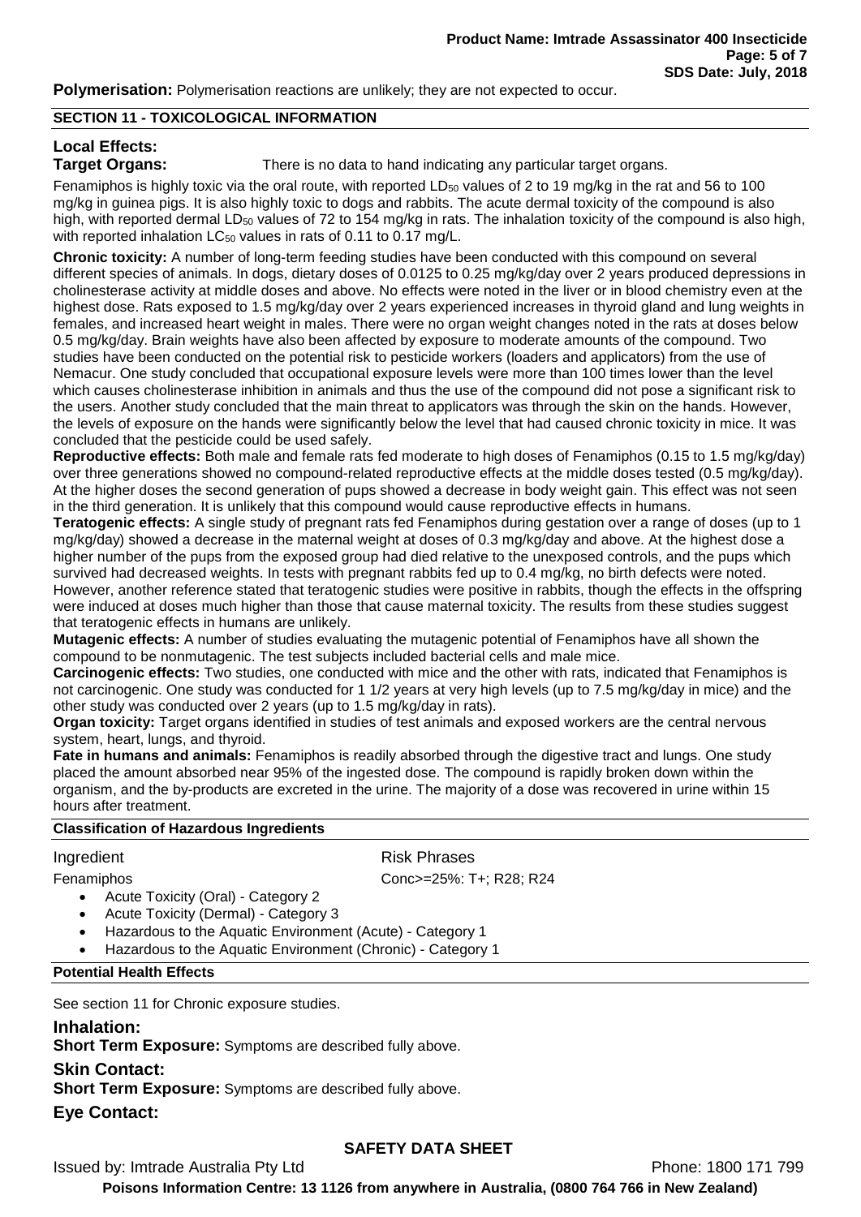**Polymerisation:** Polymerisation reactions are unlikely; they are not expected to occur.

## SECTION 11 - TOXICOLOGICAL INFORMATION

### Local Effects:

**Target Organs:** There is no data to hand indicating any particular target organs.

Fenamiphos is highly toxic via the oral route, with reported $LD_{50}$ values of 2 to 19 mg/kg in the rat and 56 to 100 mg/kg in guinea pigs. It is also highly toxic to dogs and rabbits. The acute dermal toxicity of the compound is also high, with reported dermal $LD_{50}$ values of 72 to 154 mg/kg in rats. The inhalation toxicity of the compound is also high, with reported inhalation $LC_{50}$ values in rats of 0.11 to 0.17 mg/L.

**Chronic toxicity:** A number of long-term feeding studies have been conducted with this compound on several different species of animals. In dogs, dietary doses of 0.0125 to 0.25 mg/kg/day over 2 years produced depressions in cholinesterase activity at middle doses and above. No effects were noted in the liver or in blood chemistry even at the highest dose. Rats exposed to 1.5 mg/kg/day over 2 years experienced increases in thyroid gland and lung weights in females, and increased heart weight in males. There were no organ weight changes noted in the rats at doses below 0.5 mg/kg/day. Brain weights have also been affected by exposure to moderate amounts of the compound. Two studies have been conducted on the potential risk to pesticide workers (loaders and applicators) from the use of Nemacur. One study concluded that occupational exposure levels were more than 100 times lower than the level which causes cholinesterase inhibition in animals and thus the use of the compound did not pose a significant risk to the users. Another study concluded that the main threat to applicators was through the skin on the hands. However, the levels of exposure on the hands were significantly below the level that had caused chronic toxicity in mice. It was concluded that the pesticide could be used safely.

**Reproductive effects:** Both male and female rats fed moderate to high doses of Fenamiphos (0.15 to 1.5 mg/kg/day) over three generations showed no compound-related reproductive effects at the middle doses tested (0.5 mg/kg/day). At the higher doses the second generation of pups showed a decrease in body weight gain. This effect was not seen in the third generation. It is unlikely that this compound would cause reproductive effects in humans.

**Teratogenic effects:** A single study of pregnant rats fed Fenamiphos during gestation over a range of doses (up to 1 mg/kg/day) showed a decrease in the maternal weight at doses of 0.3 mg/kg/day and above. At the highest dose a higher number of the pups from the exposed group had died relative to the unexposed controls, and the pups which survived had decreased weights. In tests with pregnant rabbits fed up to 0.4 mg/kg, no birth defects were noted. However, another reference stated that teratogenic studies were positive in rabbits, though the effects in the offspring were induced at doses much higher than those that cause maternal toxicity. The results from these studies suggest that teratogenic effects in humans are unlikely.

**Mutagenic effects:** A number of studies evaluating the mutagenic potential of Fenamiphos have all shown the compound to be nonmutagenic. The test subjects included bacterial cells and male mice.

**Carcinogenic effects:** Two studies, one conducted with mice and the other with rats, indicated that Fenamiphos is not carcinogenic. One study was conducted for 1 1/2 years at very high levels (up to 7.5 mg/kg/day in mice) and the other study was conducted over 2 years (up to 1.5 mg/kg/day in rats).

**Organ toxicity:** Target organs identified in studies of test animals and exposed workers are the central nervous system, heart, lungs, and thyroid.

**Fate in humans and animals:** Fenamiphos is readily absorbed through the digestive tract and lungs. One study placed the amount absorbed near 95% of the ingested dose. The compound is rapidly broken down within the organism, and the by-products are excreted in the urine. The majority of a dose was recovered in urine within 15 hours after treatment.

### Classification of Hazardous Ingredients

| Ingredient | Risk Phrases |
| --- | --- |
| Fenamiphos | Conc>=25%: T+; R28; R24 |

- Acute Toxicity (Oral) - Category 2
- Acute Toxicity (Dermal) - Category 3
- Hazardous to the Aquatic Environment (Acute) - Category 1
- Hazardous to the Aquatic Environment (Chronic) - Category 1

### Potential Health Effects

See section 11 for Chronic exposure studies.

### Inhalation:

**Short Term Exposure:** Symptoms are described fully above.

### Skin Contact:

**Short Term Exposure:** Symptoms are described fully above.

### Eye Contact: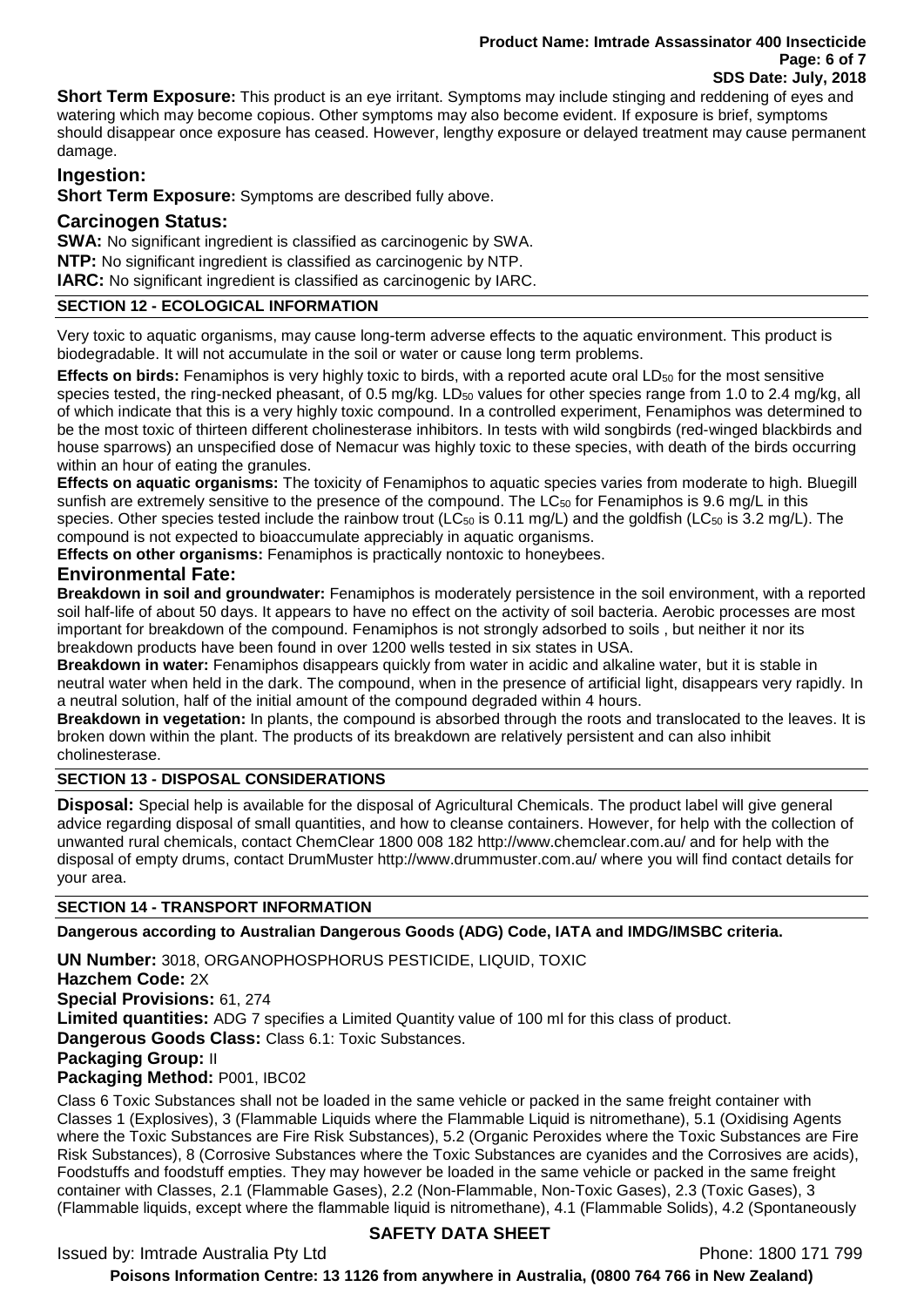**Short Term Exposure:** This product is an eye irritant. Symptoms may include stinging and reddening of eyes and watering which may become copious. Other symptoms may also become evident. If exposure is brief, symptoms should disappear once exposure has ceased. However, lengthy exposure or delayed treatment may cause permanent damage.

## Ingestion:

**Short Term Exposure:** Symptoms are described fully above.

## Carcinogen Status:

**SWA:** No significant ingredient is classified as carcinogenic by SWA.
**NTP:** No significant ingredient is classified as carcinogenic by NTP.
**IARC:** No significant ingredient is classified as carcinogenic by IARC.

## SECTION 12 - ECOLOGICAL INFORMATION

Very toxic to aquatic organisms, may cause long-term adverse effects to the aquatic environment. This product is biodegradable. It will not accumulate in the soil or water or cause long term problems.

**Effects on birds:** Fenamiphos is very highly toxic to birds, with a reported acute oral $LD_{50}$ for the most sensitive species tested, the ring-necked pheasant, of 0.5 mg/kg. $LD_{50}$ values for other species range from 1.0 to 2.4 mg/kg, all of which indicate that this is a very highly toxic compound. In a controlled experiment, Fenamiphos was determined to be the most toxic of thirteen different cholinesterase inhibitors. In tests with wild songbirds (red-winged blackbirds and house sparrows) an unspecified dose of Nemacur was highly toxic to these species, with death of the birds occurring within an hour of eating the granules.

**Effects on aquatic organisms:** The toxicity of Fenamiphos to aquatic species varies from moderate to high. Bluegill sunfish are extremely sensitive to the presence of the compound. The $LC_{50}$ for Fenamiphos is 9.6 mg/L in this species. Other species tested include the rainbow trout ($LC_{50}$ is 0.11 mg/L) and the goldfish ($LC_{50}$ is 3.2 mg/L). The compound is not expected to bioaccumulate appreciably in aquatic organisms.

**Effects on other organisms:** Fenamiphos is practically nontoxic to honeybees.

## Environmental Fate:

**Breakdown in soil and groundwater:** Fenamiphos is moderately persistence in the soil environment, with a reported soil half-life of about 50 days. It appears to have no effect on the activity of soil bacteria. Aerobic processes are most important for breakdown of the compound. Fenamiphos is not strongly adsorbed to soils , but neither it nor its breakdown products have been found in over 1200 wells tested in six states in USA.

**Breakdown in water:** Fenamiphos disappears quickly from water in acidic and alkaline water, but it is stable in neutral water when held in the dark. The compound, when in the presence of artificial light, disappears very rapidly. In a neutral solution, half of the initial amount of the compound degraded within 4 hours.

**Breakdown in vegetation:** In plants, the compound is absorbed through the roots and translocated to the leaves. It is broken down within the plant. The products of its breakdown are relatively persistent and can also inhibit cholinesterase.

## SECTION 13 - DISPOSAL CONSIDERATIONS

**Disposal:** Special help is available for the disposal of Agricultural Chemicals. The product label will give general advice regarding disposal of small quantities, and how to cleanse containers. However, for help with the collection of unwanted rural chemicals, contact ChemClear 1800 008 182 http://www.chemclear.com.au/ and for help with the disposal of empty drums, contact DrumMuster http://www.drummuster.com.au/ where you will find contact details for your area.

## SECTION 14 - TRANSPORT INFORMATION

**Dangerous according to Australian Dangerous Goods (ADG) Code, IATA and IMDG/IMSBC criteria.**

**UN Number:** 3018, ORGANOPHOSPHORUS PESTICIDE, LIQUID, TOXIC
**Hazchem Code:** 2X
**Special Provisions:** 61, 274
**Limited quantities:** ADG 7 specifies a Limited Quantity value of 100 ml for this class of product.
**Dangerous Goods Class:** Class 6.1: Toxic Substances.
**Packaging Group:** II
**Packaging Method:** P001, IBC02

Class 6 Toxic Substances shall not be loaded in the same vehicle or packed in the same freight container with Classes 1 (Explosives), 3 (Flammable Liquids where the Flammable Liquid is nitromethane), 5.1 (Oxidising Agents where the Toxic Substances are Fire Risk Substances), 5.2 (Organic Peroxides where the Toxic Substances are Fire Risk Substances), 8 (Corrosive Substances where the Toxic Substances are cyanides and the Corrosives are acids), Foodstuffs and foodstuff empties. They may however be loaded in the same vehicle or packed in the same freight container with Classes, 2.1 (Flammable Gases), 2.2 (Non-Flammable, Non-Toxic Gases), 2.3 (Toxic Gases), 3 (Flammable liquids, except where the flammable liquid is nitromethane), 4.1 (Flammable Solids), 4.2 (Spontaneously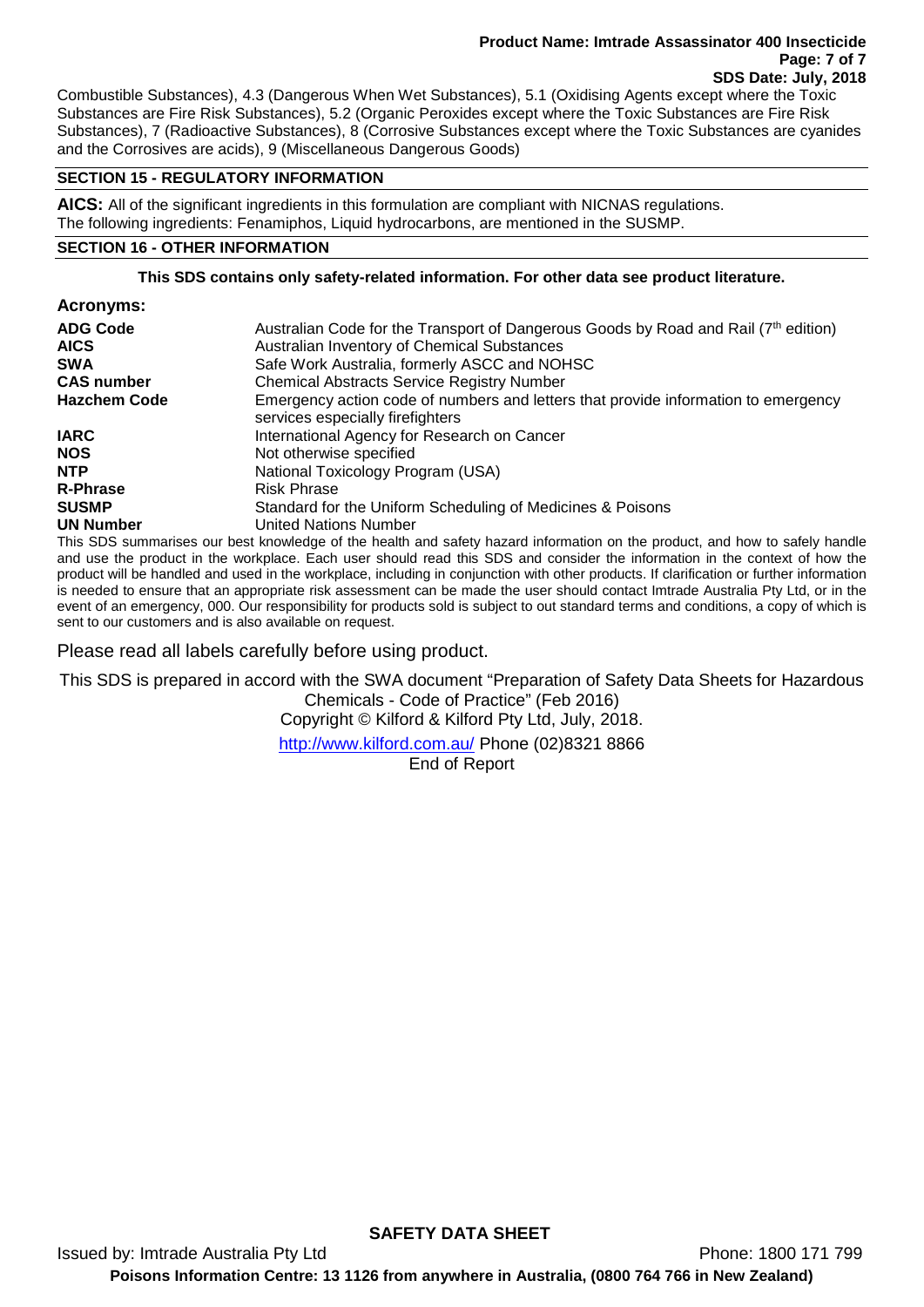Combustible Substances), 4.3 (Dangerous When Wet Substances), 5.1 (Oxidising Agents except where the Toxic Substances are Fire Risk Substances), 5.2 (Organic Peroxides except where the Toxic Substances are Fire Risk Substances), 7 (Radioactive Substances), 8 (Corrosive Substances except where the Toxic Substances are cyanides and the Corrosives are acids), 9 (Miscellaneous Dangerous Goods)

## SECTION 15 - REGULATORY INFORMATION

**AICS:** All of the significant ingredients in this formulation are compliant with NICNAS regulations.
The following ingredients: Fenamiphos, Liquid hydrocarbons, are mentioned in the SUSMP.

## SECTION 16 - OTHER INFORMATION

**This SDS contains only safety-related information. For other data see product literature.**

**Acronyms:**

| | |
|---|---|
| **ADG Code** | Australian Code for the Transport of Dangerous Goods by Road and Rail (7th edition) |
| **AICS** | Australian Inventory of Chemical Substances |
| **SWA** | Safe Work Australia, formerly ASCC and NOHSC |
| **CAS number** | Chemical Abstracts Service Registry Number |
| **Hazchem Code** | Emergency action code of numbers and letters that provide information to emergency services especially firefighters |
| **IARC** | International Agency for Research on Cancer |
| **NOS** | Not otherwise specified |
| **NTP** | National Toxicology Program (USA) |
| **R-Phrase** | Risk Phrase |
| **SUSMP** | Standard for the Uniform Scheduling of Medicines & Poisons |
| **UN Number** | United Nations Number |

This SDS summarises our best knowledge of the health and safety hazard information on the product, and how to safely handle and use the product in the workplace. Each user should read this SDS and consider the information in the context of how the product will be handled and used in the workplace, including in conjunction with other products. If clarification or further information is needed to ensure that an appropriate risk assessment can be made the user should contact Imtrade Australia Pty Ltd, or in the event of an emergency, 000. Our responsibility for products sold is subject to out standard terms and conditions, a copy of which is sent to our customers and is also available on request.

Please read all labels carefully before using product.

This SDS is prepared in accord with the SWA document "Preparation of Safety Data Sheets for Hazardous Chemicals - Code of Practice" (Feb 2016)
Copyright © Kilford & Kilford Pty Ltd, July, 2018.
http://www.kilford.com.au/ Phone (02)8321 8866
End of Report